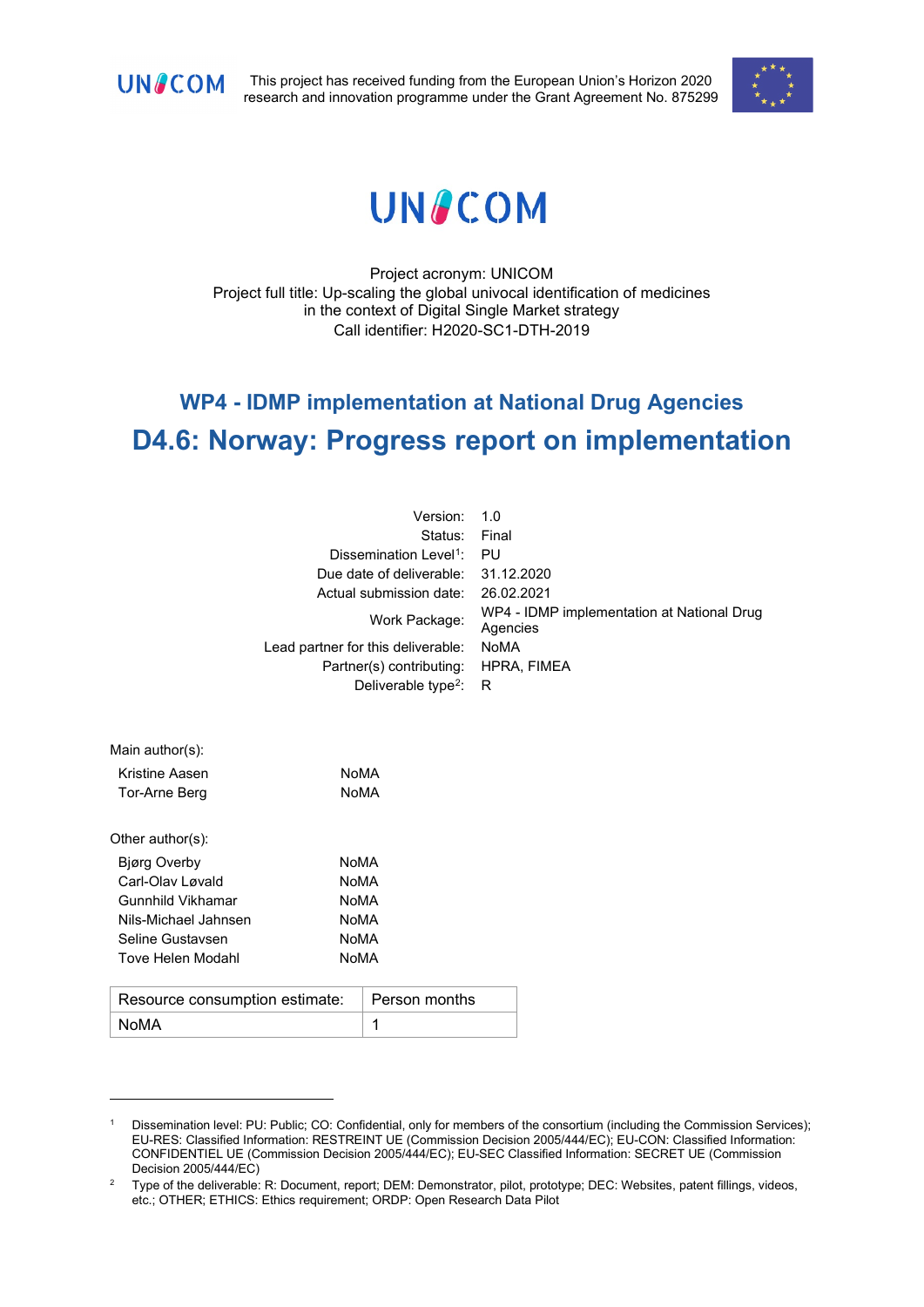UNICOM

This project has received funding from the European Union's Horizon 2020 research and innovation programme under the Grant Agreement No. 875299

# UNICOM

Project acronym: UNICOM
Project full title: Up-scaling the global univocal identification of medicines in the context of Digital Single Market strategy
Call identifier: H2020-SC1-DTH-2019

## WP4 - IDMP implementation at National Drug Agencies

# D4.6: Norway: Progress report on implementation

| | |
|---|---|
| Version: | 1.0 |
| Status: | Final |
| Dissemination Level[1]: | PU |
| Due date of deliverable: | 31.12.2020 |
| Actual submission date: | 26.02.2021 |
| Work Package: | WP4 - IDMP implementation at National Drug Agencies |
| Lead partner for this deliverable: | NoMA |
| Partner(s) contributing: | HPRA, FIMEA |
| Deliverable type[2]: | R |

Main author(s):

| | |
|---|---|
| Kristine Aasen | NoMA |
| Tor-Arne Berg | NoMA |

Other author(s):

| | |
|---|---|
| Bjørg Overby | NoMA |
| Carl-Olav Løvald | NoMA |
| Gunnhild Vikhamar | NoMA |
| Nils-Michael Jahnsen | NoMA |
| Seline Gustavsen | NoMA |
| Tove Helen Modahl | NoMA |

| Resource consumption estimate: | Person months |
|---|---|
| NoMA | 1 |

[1] Dissemination level: PU: Public; CO: Confidential, only for members of the consortium (including the Commission Services); EU-RES: Classified Information: RESTREINT UE (Commission Decision 2005/444/EC); EU-CON: Classified Information: CONFIDENTIEL UE (Commission Decision 2005/444/EC); EU-SEC Classified Information: SECRET UE (Commission Decision 2005/444/EC)

[2] Type of the deliverable: R: Document, report; DEM: Demonstrator, pilot, prototype; DEC: Websites, patent fillings, videos, etc.; OTHER; ETHICS: Ethics requirement; ORDP: Open Research Data Pilot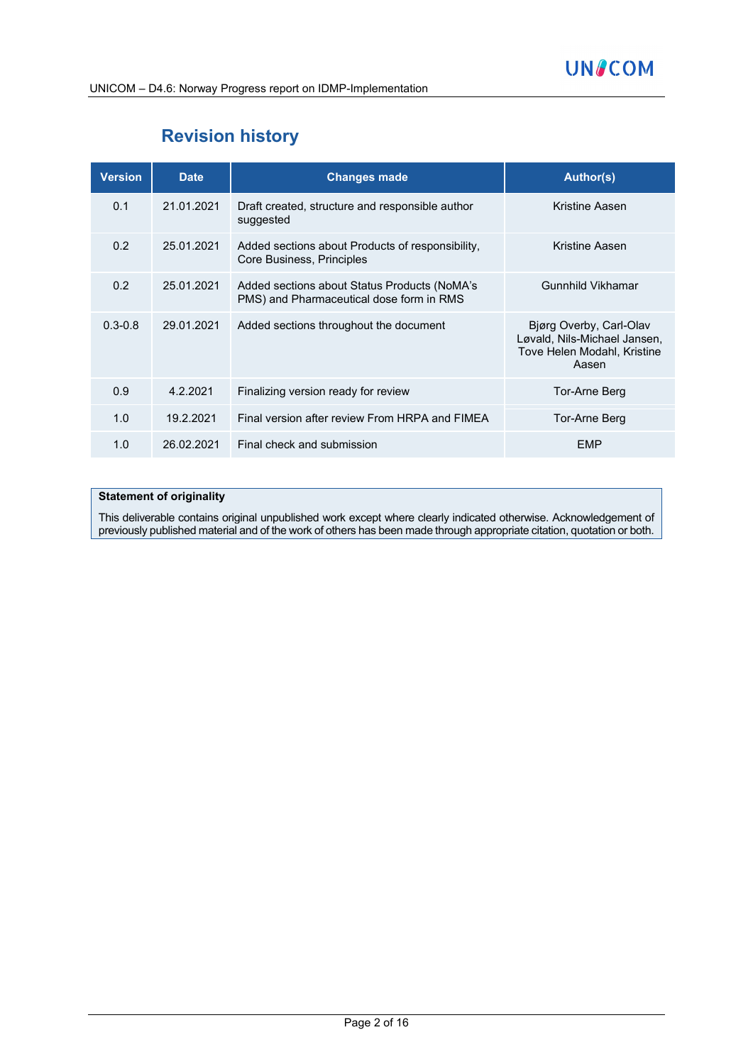# Revision history

| Version | Date | Changes made | Author(s) |
|---|---|---|---|
| 0.1 | 21.01.2021 | Draft created, structure and responsible author suggested | Kristine Aasen |
| 0.2 | 25.01.2021 | Added sections about Products of responsibility, Core Business, Principles | Kristine Aasen |
| 0.2 | 25.01.2021 | Added sections about Status Products (NoMA's PMS) and Pharmaceutical dose form in RMS | Gunnhild Vikhamar |
| 0.3-0.8 | 29.01.2021 | Added sections throughout the document | Bjørg Overby, Carl-Olav Løvald, Nils-Michael Jansen, Tove Helen Modahl, Kristine Aasen |
| 0.9 | 4.2.2021 | Finalizing version ready for review | Tor-Arne Berg |
| 1.0 | 19.2.2021 | Final version after review From HRPA and FIMEA | Tor-Arne Berg |
| 1.0 | 26.02.2021 | Final check and submission | EMP |

**Statement of originality**

This deliverable contains original unpublished work except where clearly indicated otherwise. Acknowledgement of previously published material and of the work of others has been made through appropriate citation, quotation or both.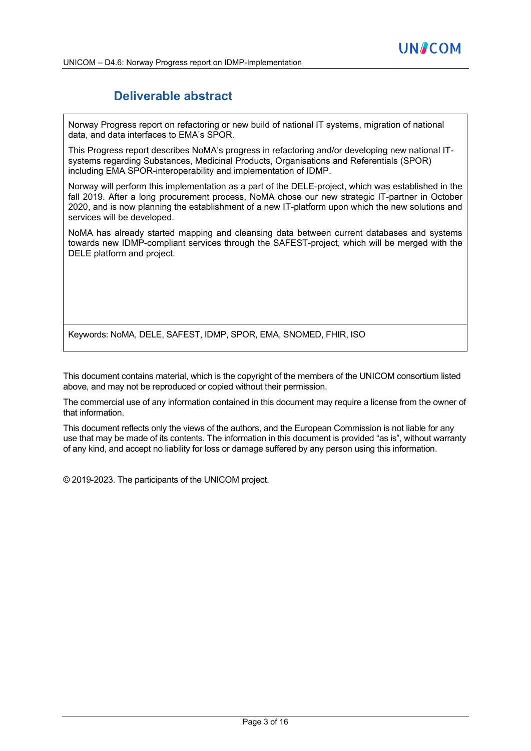## Deliverable abstract

Norway Progress report on refactoring or new build of national IT systems, migration of national data, and data interfaces to EMA's SPOR.

This Progress report describes NoMA's progress in refactoring and/or developing new national IT-systems regarding Substances, Medicinal Products, Organisations and Referentials (SPOR) including EMA SPOR-interoperability and implementation of IDMP.

Norway will perform this implementation as a part of the DELE-project, which was established in the fall 2019. After a long procurement process, NoMA chose our new strategic IT-partner in October 2020, and is now planning the establishment of a new IT-platform upon which the new solutions and services will be developed.

NoMA has already started mapping and cleansing data between current databases and systems towards new IDMP-compliant services through the SAFEST-project, which will be merged with the DELE platform and project.

Keywords: NoMA, DELE, SAFEST, IDMP, SPOR, EMA, SNOMED, FHIR, ISO

This document contains material, which is the copyright of the members of the UNICOM consortium listed above, and may not be reproduced or copied without their permission.

The commercial use of any information contained in this document may require a license from the owner of that information.

This document reflects only the views of the authors, and the European Commission is not liable for any use that may be made of its contents. The information in this document is provided "as is", without warranty of any kind, and accept no liability for loss or damage suffered by any person using this information.

© 2019-2023. The participants of the UNICOM project.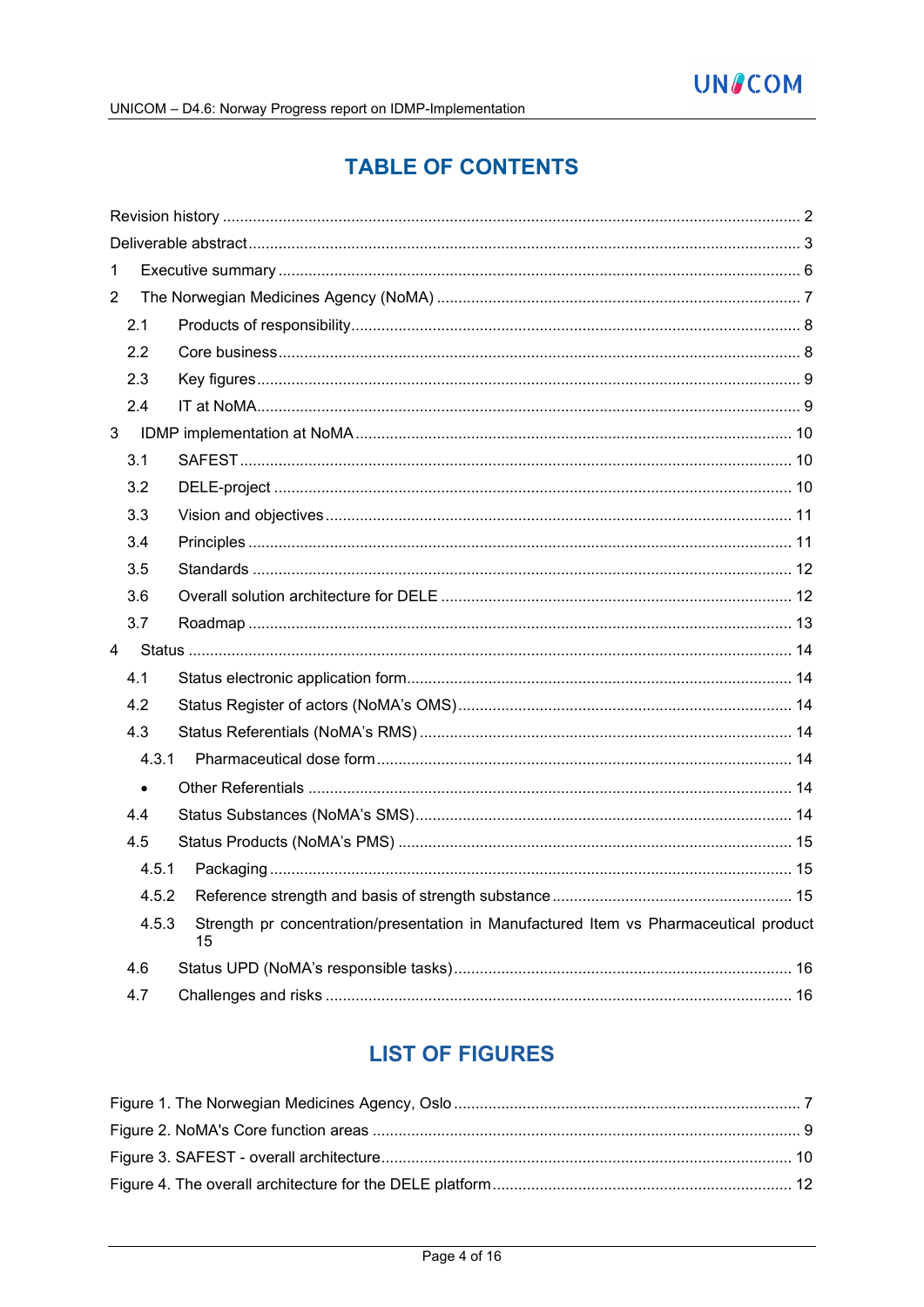# TABLE OF CONTENTS

Revision history ..... 2

Deliverable abstract ..... 3

1 Executive summary ..... 6

2 The Norwegian Medicines Agency (NoMA) ..... 7

- 2.1 Products of responsibility ..... 8
- 2.2 Core business ..... 8
- 2.3 Key figures ..... 9
- 2.4 IT at NoMA ..... 9

3 IDMP implementation at NoMA ..... 10

- 3.1 SAFEST ..... 10
- 3.2 DELE-project ..... 10
- 3.3 Vision and objectives ..... 11
- 3.4 Principles ..... 11
- 3.5 Standards ..... 12
- 3.6 Overall solution architecture for DELE ..... 12
- 3.7 Roadmap ..... 13

4 Status ..... 14

- 4.1 Status electronic application form ..... 14
- 4.2 Status Register of actors (NoMA's OMS) ..... 14
- 4.3 Status Referentials (NoMA's RMS) ..... 14
  - 4.3.1 Pharmaceutical dose form ..... 14
  - Other Referentials ..... 14
- 4.4 Status Substances (NoMA's SMS) ..... 14
- 4.5 Status Products (NoMA's PMS) ..... 15
  - 4.5.1 Packaging ..... 15
  - 4.5.2 Reference strength and basis of strength substance ..... 15
  - 4.5.3 Strength pr concentration/presentation in Manufactured Item vs Pharmaceutical product 15
- 4.6 Status UPD (NoMA's responsible tasks) ..... 16
- 4.7 Challenges and risks ..... 16

# LIST OF FIGURES

Figure 1. The Norwegian Medicines Agency, Oslo ..... 7

Figure 2. NoMA's Core function areas ..... 9

Figure 3. SAFEST - overall architecture ..... 10

Figure 4. The overall architecture for the DELE platform ..... 12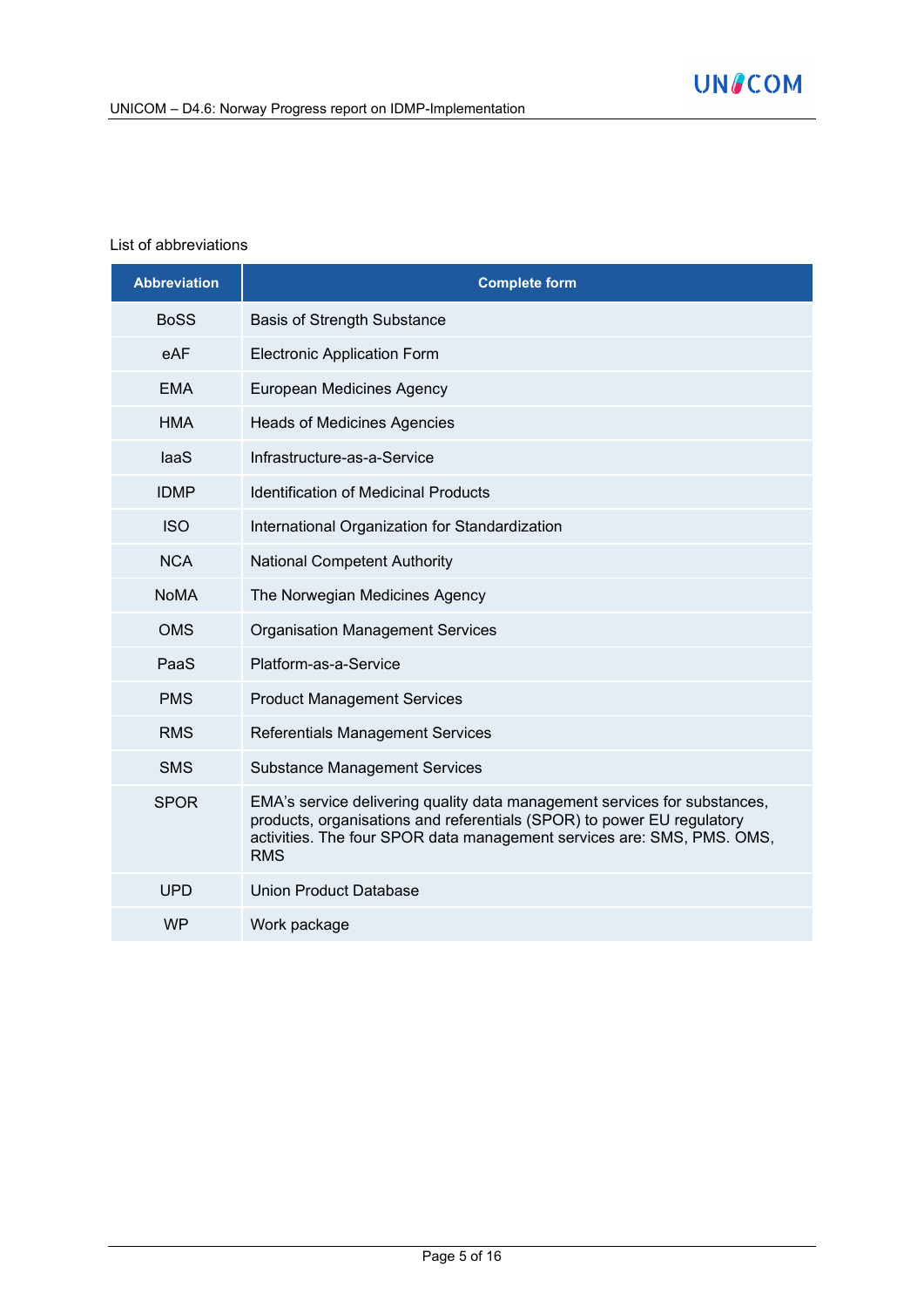List of abbreviations

| Abbreviation | Complete form |
| --- | --- |
| BoSS | Basis of Strength Substance |
| eAF | Electronic Application Form |
| EMA | European Medicines Agency |
| HMA | Heads of Medicines Agencies |
| IaaS | Infrastructure-as-a-Service |
| IDMP | Identification of Medicinal Products |
| ISO | International Organization for Standardization |
| NCA | National Competent Authority |
| NoMA | The Norwegian Medicines Agency |
| OMS | Organisation Management Services |
| PaaS | Platform-as-a-Service |
| PMS | Product Management Services |
| RMS | Referentials Management Services |
| SMS | Substance Management Services |
| SPOR | EMA's service delivering quality data management services for substances, products, organisations and referentials (SPOR) to power EU regulatory activities. The four SPOR data management services are: SMS, PMS. OMS, RMS |
| UPD | Union Product Database |
| WP | Work package |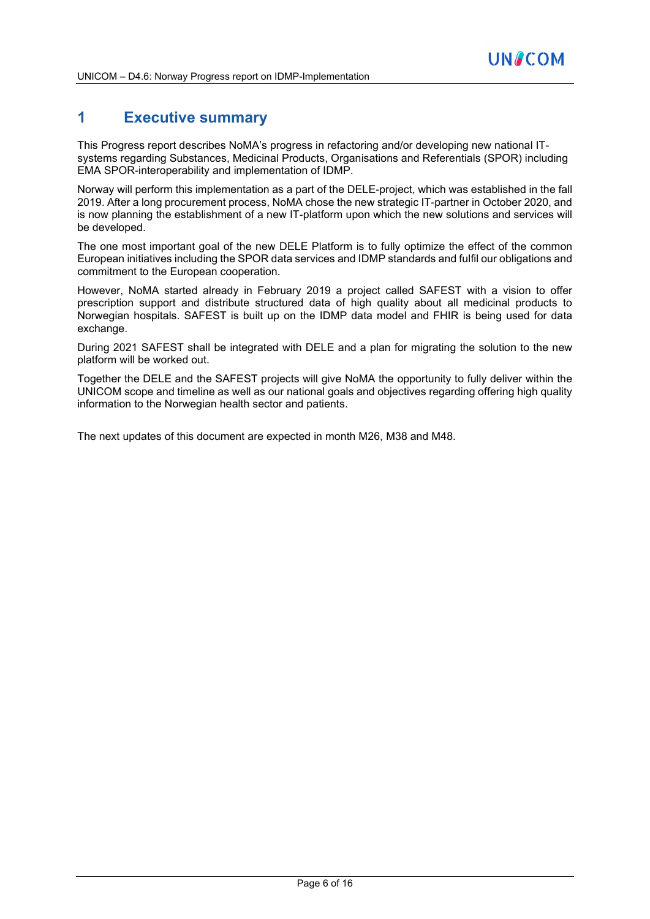# 1 Executive summary

This Progress report describes NoMA's progress in refactoring and/or developing new national IT-systems regarding Substances, Medicinal Products, Organisations and Referentials (SPOR) including EMA SPOR-interoperability and implementation of IDMP.

Norway will perform this implementation as a part of the DELE-project, which was established in the fall 2019. After a long procurement process, NoMA chose the new strategic IT-partner in October 2020, and is now planning the establishment of a new IT-platform upon which the new solutions and services will be developed.

The one most important goal of the new DELE Platform is to fully optimize the effect of the common European initiatives including the SPOR data services and IDMP standards and fulfil our obligations and commitment to the European cooperation.

However, NoMA started already in February 2019 a project called SAFEST with a vision to offer prescription support and distribute structured data of high quality about all medicinal products to Norwegian hospitals. SAFEST is built up on the IDMP data model and FHIR is being used for data exchange.

During 2021 SAFEST shall be integrated with DELE and a plan for migrating the solution to the new platform will be worked out.

Together the DELE and the SAFEST projects will give NoMA the opportunity to fully deliver within the UNICOM scope and timeline as well as our national goals and objectives regarding offering high quality information to the Norwegian health sector and patients.

The next updates of this document are expected in month M26, M38 and M48.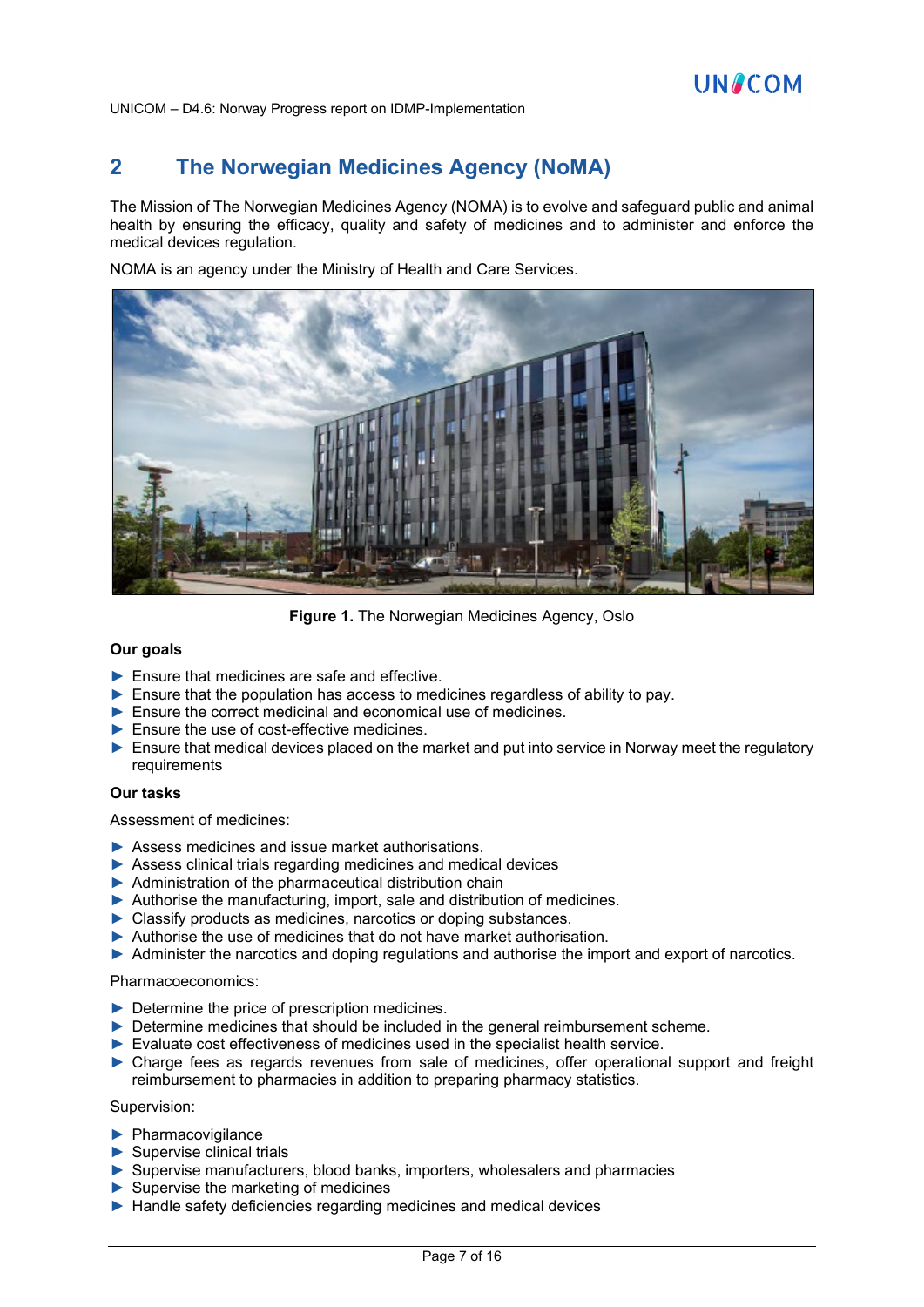## 2 The Norwegian Medicines Agency (NoMA)

The Mission of The Norwegian Medicines Agency (NOMA) is to evolve and safeguard public and animal health by ensuring the efficacy, quality and safety of medicines and to administer and enforce the medical devices regulation.

NOMA is an agency under the Ministry of Health and Care Services.

**Figure 1.** The Norwegian Medicines Agency, Oslo

**Our goals**

- Ensure that medicines are safe and effective.
- Ensure that the population has access to medicines regardless of ability to pay.
- Ensure the correct medicinal and economical use of medicines.
- Ensure the use of cost-effective medicines.
- Ensure that medical devices placed on the market and put into service in Norway meet the regulatory requirements

**Our tasks**

Assessment of medicines:

- Assess medicines and issue market authorisations.
- Assess clinical trials regarding medicines and medical devices
- Administration of the pharmaceutical distribution chain
- Authorise the manufacturing, import, sale and distribution of medicines.
- Classify products as medicines, narcotics or doping substances.
- Authorise the use of medicines that do not have market authorisation.
- Administer the narcotics and doping regulations and authorise the import and export of narcotics.

Pharmacoeconomics:

- Determine the price of prescription medicines.
- Determine medicines that should be included in the general reimbursement scheme.
- Evaluate cost effectiveness of medicines used in the specialist health service.
- Charge fees as regards revenues from sale of medicines, offer operational support and freight reimbursement to pharmacies in addition to preparing pharmacy statistics.

Supervision:

- Pharmacovigilance
- Supervise clinical trials
- Supervise manufacturers, blood banks, importers, wholesalers and pharmacies
- Supervise the marketing of medicines
- Handle safety deficiencies regarding medicines and medical devices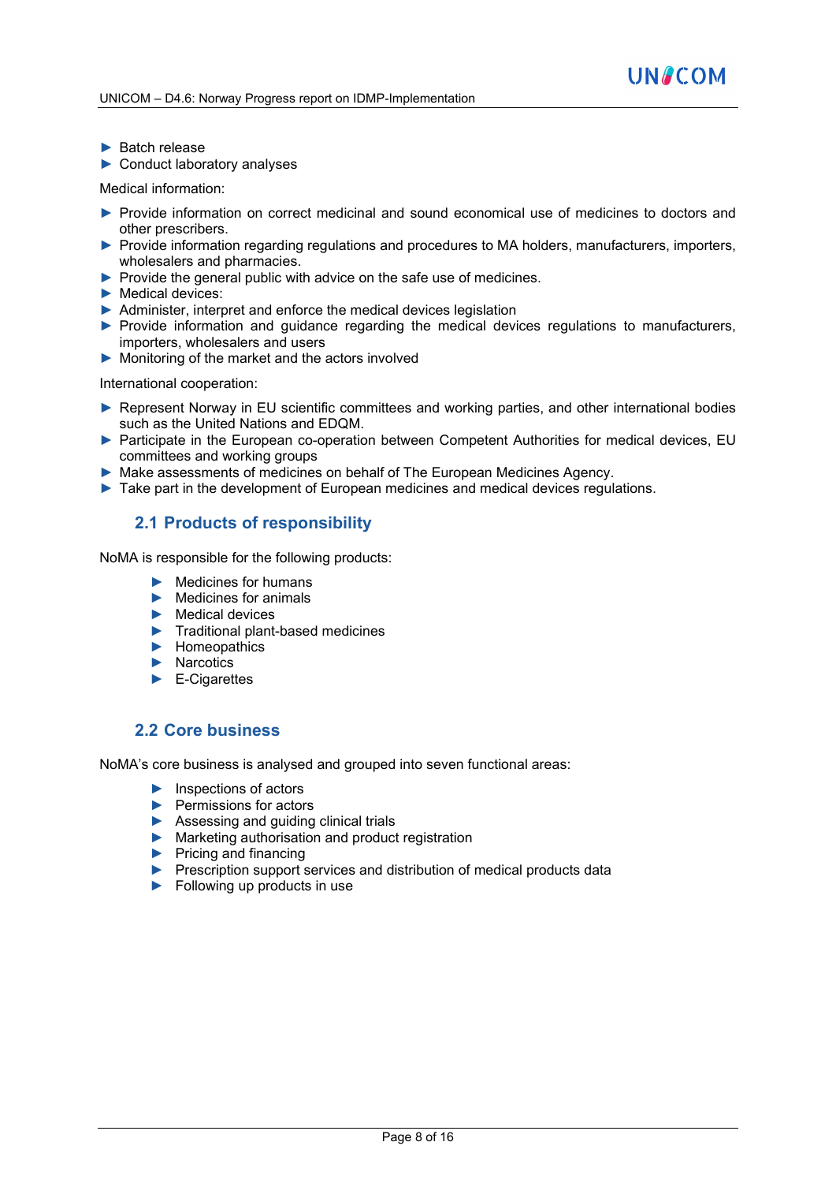- Batch release
- Conduct laboratory analyses

Medical information:

- Provide information on correct medicinal and sound economical use of medicines to doctors and other prescribers.
- Provide information regarding regulations and procedures to MA holders, manufacturers, importers, wholesalers and pharmacies.
- Provide the general public with advice on the safe use of medicines.
- Medical devices:
- Administer, interpret and enforce the medical devices legislation
- Provide information and guidance regarding the medical devices regulations to manufacturers, importers, wholesalers and users
- Monitoring of the market and the actors involved

International cooperation:

- Represent Norway in EU scientific committees and working parties, and other international bodies such as the United Nations and EDQM.
- Participate in the European co-operation between Competent Authorities for medical devices, EU committees and working groups
- Make assessments of medicines on behalf of The European Medicines Agency.
- Take part in the development of European medicines and medical devices regulations.

## 2.1 Products of responsibility

NoMA is responsible for the following products:

- Medicines for humans
- Medicines for animals
- Medical devices
- Traditional plant-based medicines
- Homeopathics
- Narcotics
- E-Cigarettes

## 2.2 Core business

NoMA's core business is analysed and grouped into seven functional areas:

- Inspections of actors
- Permissions for actors
- Assessing and guiding clinical trials
- Marketing authorisation and product registration
- Pricing and financing
- Prescription support services and distribution of medical products data
- Following up products in use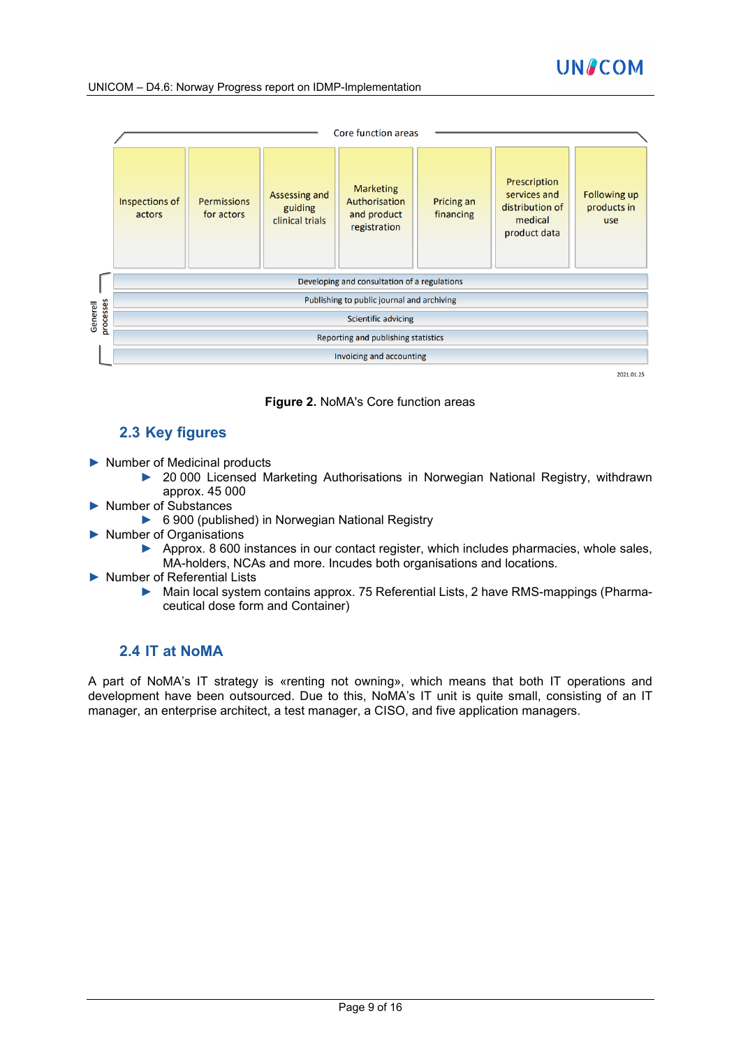Core function areas

| Inspections of actors | Permissions for actors | Assessing and guiding clinical trials | Marketing Authorisation and product registration | Pricing an financing | Prescription services and distribution of medical product data | Following up products in use |
|---|---|---|---|---|---|---|

Generell processes:

- Developing and consultation of a regulations
- Publishing to public journal and archiving
- Scientific advicing
- Reporting and publishing statistics
- Invoicing and accounting

2021.01.25

**Figure 2.** NoMA's Core function areas

## 2.3 Key figures

- Number of Medicinal products
  - 20 000 Licensed Marketing Authorisations in Norwegian National Registry, withdrawn approx. 45 000
- Number of Substances
  - 6 900 (published) in Norwegian National Registry
- Number of Organisations
  - Approx. 8 600 instances in our contact register, which includes pharmacies, whole sales, MA-holders, NCAs and more. Incudes both organisations and locations.
- Number of Referential Lists
  - Main local system contains approx. 75 Referential Lists, 2 have RMS-mappings (Pharmaceutical dose form and Container)

## 2.4 IT at NoMA

A part of NoMA's IT strategy is «renting not owning», which means that both IT operations and development have been outsourced. Due to this, NoMA's IT unit is quite small, consisting of an IT manager, an enterprise architect, a test manager, a CISO, and five application managers.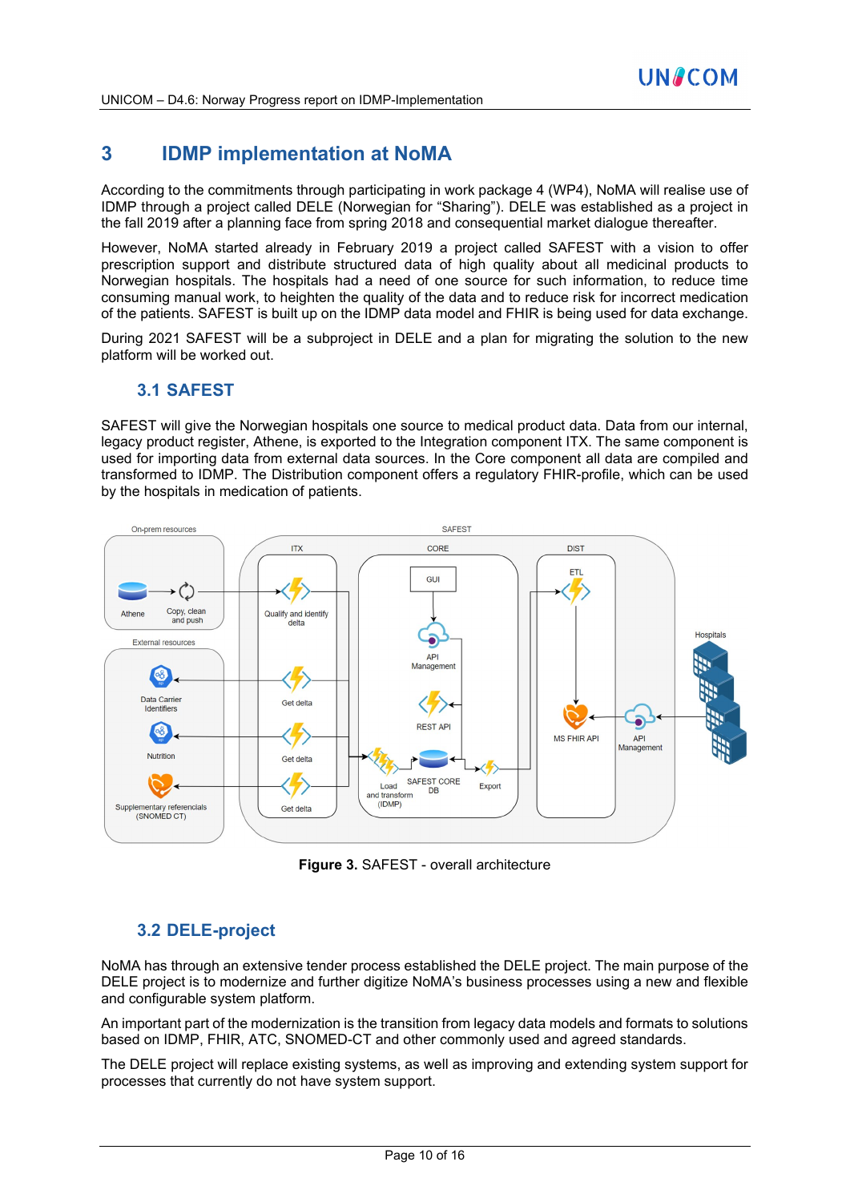# 3 IDMP implementation at NoMA

According to the commitments through participating in work package 4 (WP4), NoMA will realise use of IDMP through a project called DELE (Norwegian for "Sharing"). DELE was established as a project in the fall 2019 after a planning face from spring 2018 and consequential market dialogue thereafter.

However, NoMA started already in February 2019 a project called SAFEST with a vision to offer prescription support and distribute structured data of high quality about all medicinal products to Norwegian hospitals. The hospitals had a need of one source for such information, to reduce time consuming manual work, to heighten the quality of the data and to reduce risk for incorrect medication of the patients. SAFEST is built up on the IDMP data model and FHIR is being used for data exchange.

During 2021 SAFEST will be a subproject in DELE and a plan for migrating the solution to the new platform will be worked out.

## 3.1 SAFEST

SAFEST will give the Norwegian hospitals one source to medical product data. Data from our internal, legacy product register, Athene, is exported to the Integration component ITX. The same component is used for importing data from external data sources. In the Core component all data are compiled and transformed to IDMP. The Distribution component offers a regulatory FHIR-profile, which can be used by the hospitals in medication of patients.

**Figure 3.** SAFEST - overall architecture

## 3.2 DELE-project

NoMA has through an extensive tender process established the DELE project. The main purpose of the DELE project is to modernize and further digitize NoMA's business processes using a new and flexible and configurable system platform.

An important part of the modernization is the transition from legacy data models and formats to solutions based on IDMP, FHIR, ATC, SNOMED-CT and other commonly used and agreed standards.

The DELE project will replace existing systems, as well as improving and extending system support for processes that currently do not have system support.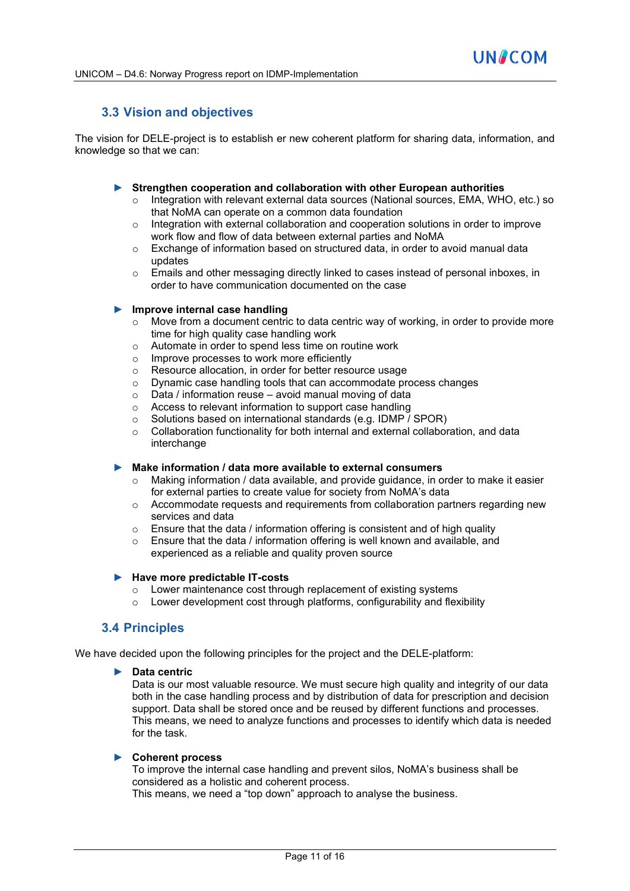## 3.3 Vision and objectives

The vision for DELE-project is to establish er new coherent platform for sharing data, information, and knowledge so that we can:

- **Strengthen cooperation and collaboration with other European authorities**
  - Integration with relevant external data sources (National sources, EMA, WHO, etc.) so that NoMA can operate on a common data foundation
  - Integration with external collaboration and cooperation solutions in order to improve work flow and flow of data between external parties and NoMA
  - Exchange of information based on structured data, in order to avoid manual data updates
  - Emails and other messaging directly linked to cases instead of personal inboxes, in order to have communication documented on the case

- **Improve internal case handling**
  - Move from a document centric to data centric way of working, in order to provide more time for high quality case handling work
  - Automate in order to spend less time on routine work
  - Improve processes to work more efficiently
  - Resource allocation, in order for better resource usage
  - Dynamic case handling tools that can accommodate process changes
  - Data / information reuse – avoid manual moving of data
  - Access to relevant information to support case handling
  - Solutions based on international standards (e.g. IDMP / SPOR)
  - Collaboration functionality for both internal and external collaboration, and data interchange

- **Make information / data more available to external consumers**
  - Making information / data available, and provide guidance, in order to make it easier for external parties to create value for society from NoMA's data
  - Accommodate requests and requirements from collaboration partners regarding new services and data
  - Ensure that the data / information offering is consistent and of high quality
  - Ensure that the data / information offering is well known and available, and experienced as a reliable and quality proven source

- **Have more predictable IT-costs**
  - Lower maintenance cost through replacement of existing systems
  - Lower development cost through platforms, configurability and flexibility

## 3.4 Principles

We have decided upon the following principles for the project and the DELE-platform:

- **Data centric**
  Data is our most valuable resource. We must secure high quality and integrity of our data both in the case handling process and by distribution of data for prescription and decision support. Data shall be stored once and be reused by different functions and processes. This means, we need to analyze functions and processes to identify which data is needed for the task.

- **Coherent process**
  To improve the internal case handling and prevent silos, NoMA's business shall be considered as a holistic and coherent process.
  This means, we need a "top down" approach to analyse the business.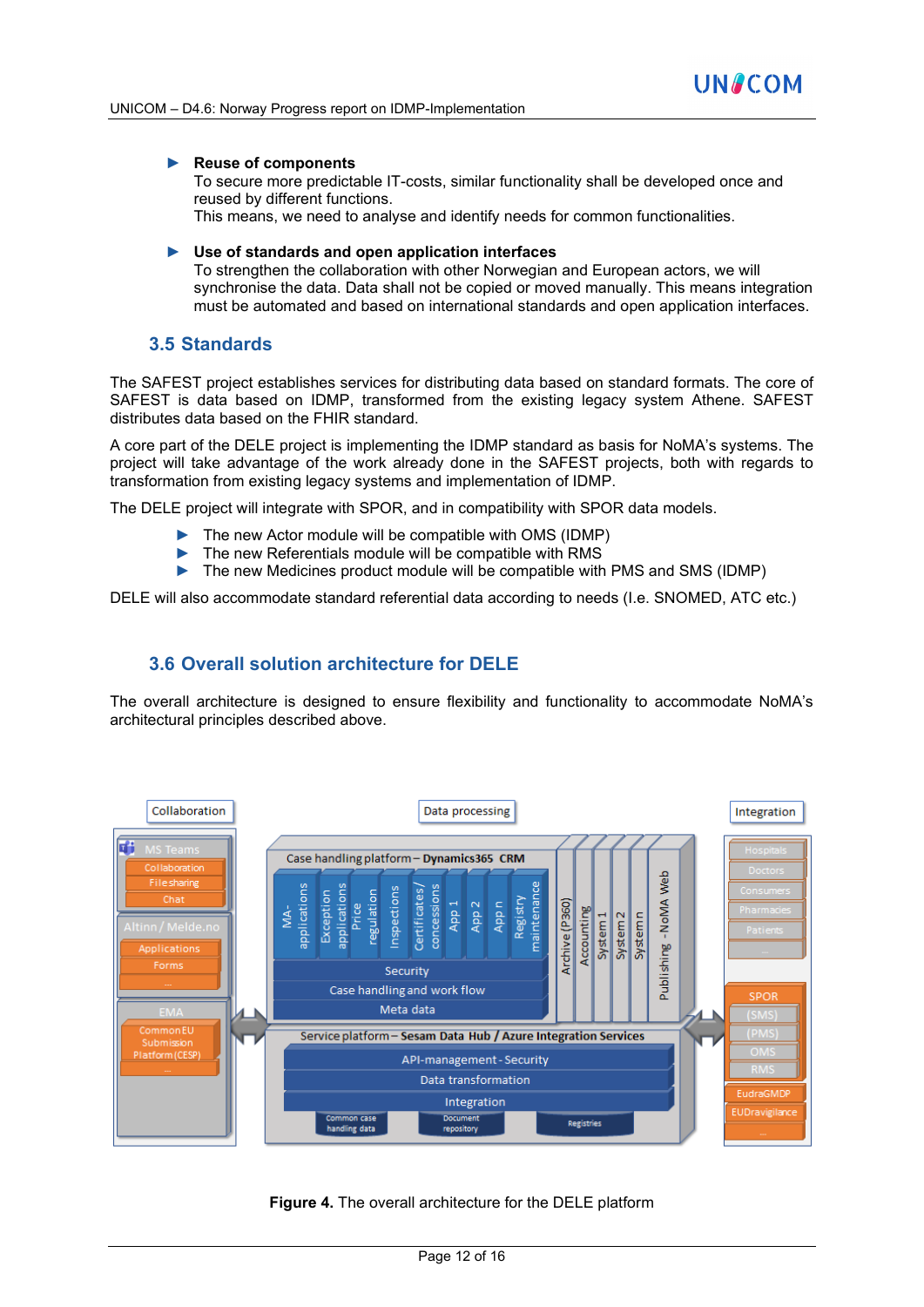- **Reuse of components**
  To secure more predictable IT-costs, similar functionality shall be developed once and reused by different functions.
  This means, we need to analyse and identify needs for common functionalities.

- **Use of standards and open application interfaces**
  To strengthen the collaboration with other Norwegian and European actors, we will synchronise the data. Data shall not be copied or moved manually. This means integration must be automated and based on international standards and open application interfaces.

## 3.5 Standards

The SAFEST project establishes services for distributing data based on standard formats. The core of SAFEST is data based on IDMP, transformed from the existing legacy system Athene. SAFEST distributes data based on the FHIR standard.

A core part of the DELE project is implementing the IDMP standard as basis for NoMA's systems. The project will take advantage of the work already done in the SAFEST projects, both with regards to transformation from existing legacy systems and implementation of IDMP.

The DELE project will integrate with SPOR, and in compatibility with SPOR data models.

- The new Actor module will be compatible with OMS (IDMP)
- The new Referentials module will be compatible with RMS
- The new Medicines product module will be compatible with PMS and SMS (IDMP)

DELE will also accommodate standard referential data according to needs (I.e. SNOMED, ATC etc.)

## 3.6 Overall solution architecture for DELE

The overall architecture is designed to ensure flexibility and functionality to accommodate NoMA's architectural principles described above.

**Figure 4.** The overall architecture for the DELE platform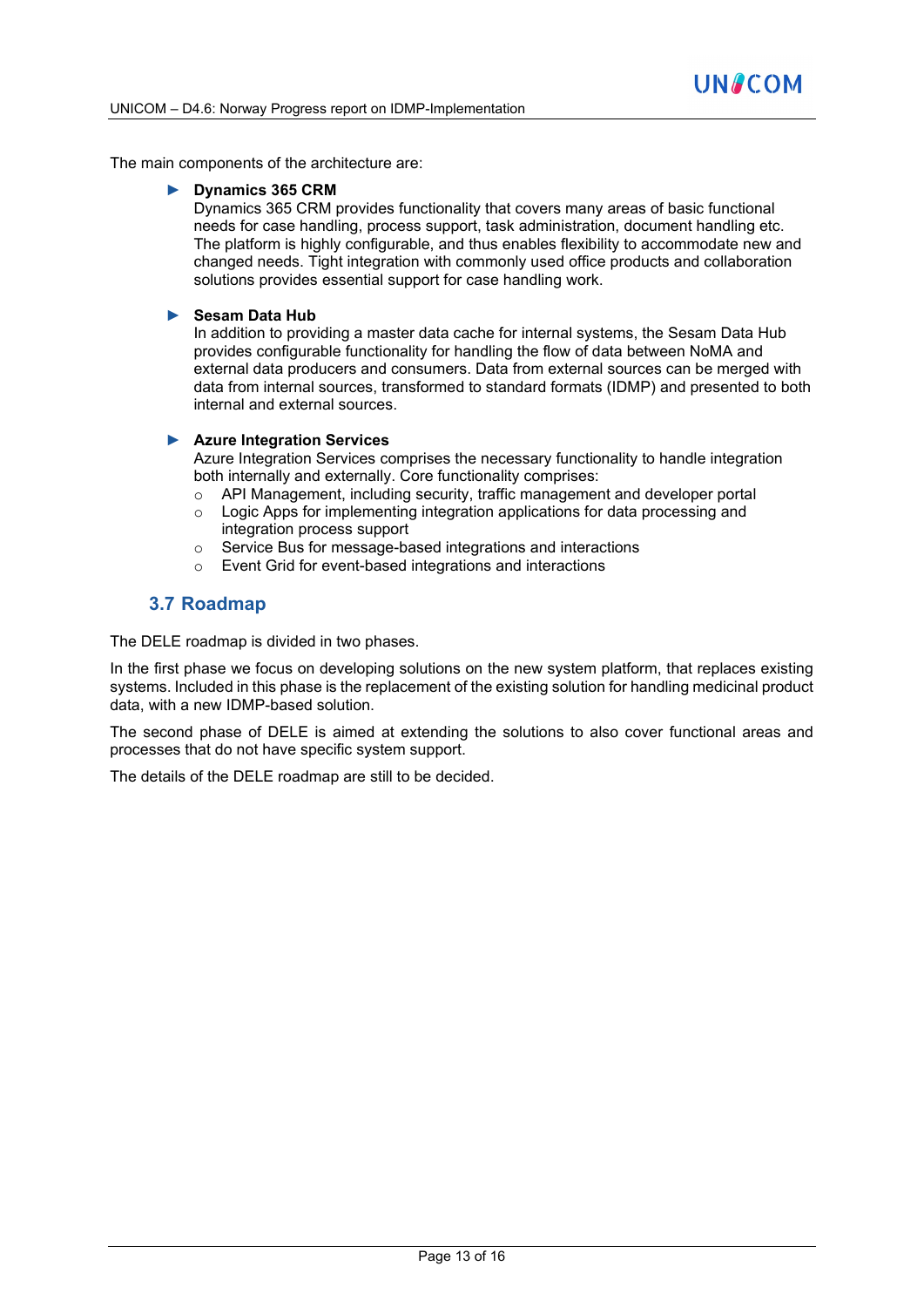The main components of the architecture are:

- **Dynamics 365 CRM**
  Dynamics 365 CRM provides functionality that covers many areas of basic functional needs for case handling, process support, task administration, document handling etc. The platform is highly configurable, and thus enables flexibility to accommodate new and changed needs. Tight integration with commonly used office products and collaboration solutions provides essential support for case handling work.

- **Sesam Data Hub**
  In addition to providing a master data cache for internal systems, the Sesam Data Hub provides configurable functionality for handling the flow of data between NoMA and external data producers and consumers. Data from external sources can be merged with data from internal sources, transformed to standard formats (IDMP) and presented to both internal and external sources.

- **Azure Integration Services**
  Azure Integration Services comprises the necessary functionality to handle integration both internally and externally. Core functionality comprises:
  - API Management, including security, traffic management and developer portal
  - Logic Apps for implementing integration applications for data processing and integration process support
  - Service Bus for message-based integrations and interactions
  - Event Grid for event-based integrations and interactions

## 3.7 Roadmap

The DELE roadmap is divided in two phases.

In the first phase we focus on developing solutions on the new system platform, that replaces existing systems. Included in this phase is the replacement of the existing solution for handling medicinal product data, with a new IDMP-based solution.

The second phase of DELE is aimed at extending the solutions to also cover functional areas and processes that do not have specific system support.

The details of the DELE roadmap are still to be decided.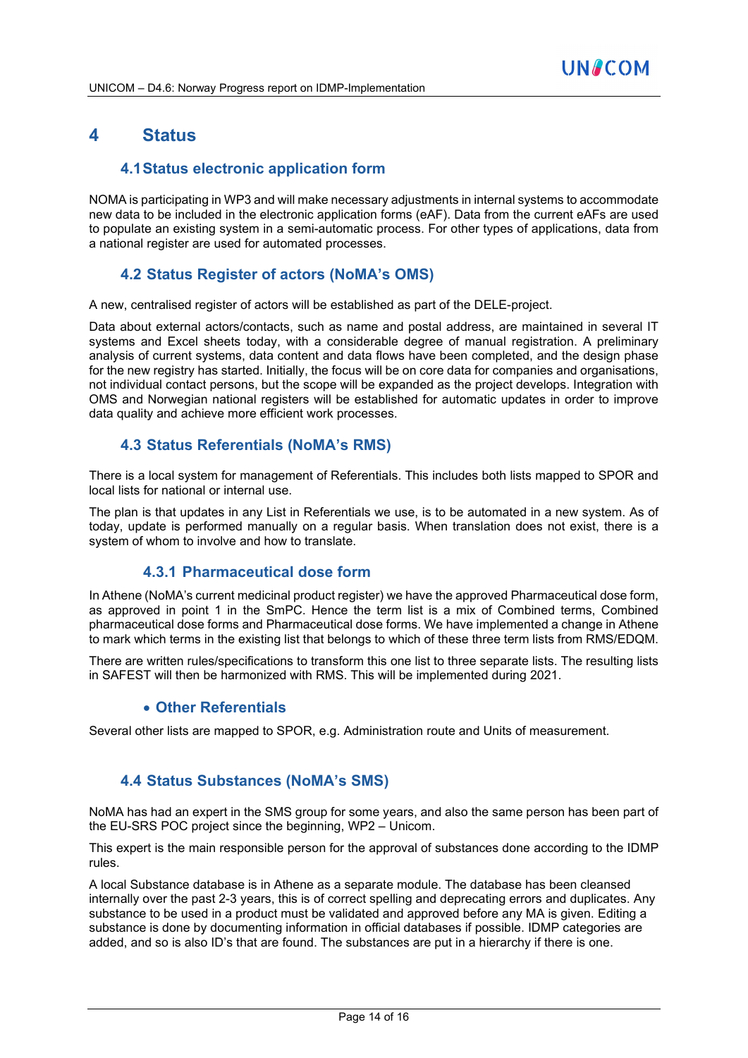# 4 Status

## 4.1 Status electronic application form

NOMA is participating in WP3 and will make necessary adjustments in internal systems to accommodate new data to be included in the electronic application forms (eAF). Data from the current eAFs are used to populate an existing system in a semi-automatic process. For other types of applications, data from a national register are used for automated processes.

## 4.2 Status Register of actors (NoMA's OMS)

A new, centralised register of actors will be established as part of the DELE-project.

Data about external actors/contacts, such as name and postal address, are maintained in several IT systems and Excel sheets today, with a considerable degree of manual registration. A preliminary analysis of current systems, data content and data flows have been completed, and the design phase for the new registry has started. Initially, the focus will be on core data for companies and organisations, not individual contact persons, but the scope will be expanded as the project develops. Integration with OMS and Norwegian national registers will be established for automatic updates in order to improve data quality and achieve more efficient work processes.

## 4.3 Status Referentials (NoMA's RMS)

There is a local system for management of Referentials. This includes both lists mapped to SPOR and local lists for national or internal use.

The plan is that updates in any List in Referentials we use, is to be automated in a new system. As of today, update is performed manually on a regular basis. When translation does not exist, there is a system of whom to involve and how to translate.

### 4.3.1 Pharmaceutical dose form

In Athene (NoMA's current medicinal product register) we have the approved Pharmaceutical dose form, as approved in point 1 in the SmPC. Hence the term list is a mix of Combined terms, Combined pharmaceutical dose forms and Pharmaceutical dose forms. We have implemented a change in Athene to mark which terms in the existing list that belongs to which of these three term lists from RMS/EDQM.

There are written rules/specifications to transform this one list to three separate lists. The resulting lists in SAFEST will then be harmonized with RMS. This will be implemented during 2021.

### • Other Referentials

Several other lists are mapped to SPOR, e.g. Administration route and Units of measurement.

## 4.4 Status Substances (NoMA's SMS)

NoMA has had an expert in the SMS group for some years, and also the same person has been part of the EU-SRS POC project since the beginning, WP2 – Unicom.

This expert is the main responsible person for the approval of substances done according to the IDMP rules.

A local Substance database is in Athene as a separate module. The database has been cleansed internally over the past 2-3 years, this is of correct spelling and deprecating errors and duplicates. Any substance to be used in a product must be validated and approved before any MA is given. Editing a substance is done by documenting information in official databases if possible. IDMP categories are added, and so is also ID's that are found. The substances are put in a hierarchy if there is one.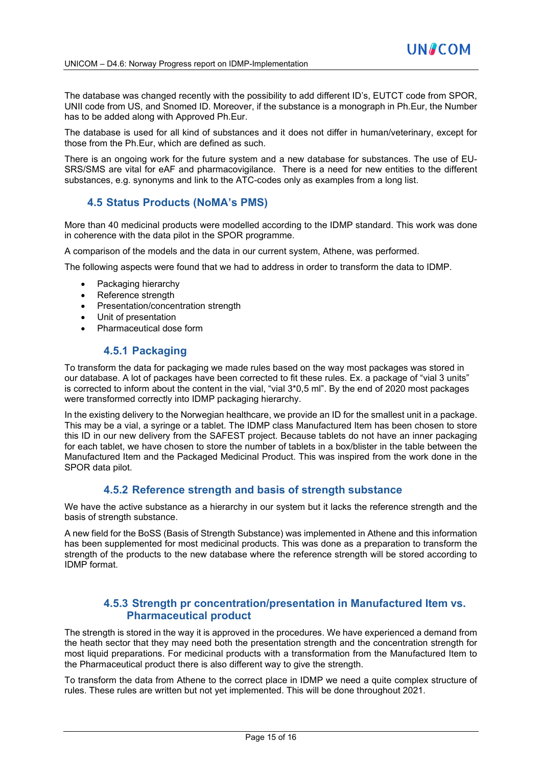The database was changed recently with the possibility to add different ID's, EUTCT code from SPOR, UNII code from US, and Snomed ID. Moreover, if the substance is a monograph in Ph.Eur, the Number has to be added along with Approved Ph.Eur.

The database is used for all kind of substances and it does not differ in human/veterinary, except for those from the Ph.Eur, which are defined as such.

There is an ongoing work for the future system and a new database for substances. The use of EU-SRS/SMS are vital for eAF and pharmacovigilance. There is a need for new entities to the different substances, e.g. synonyms and link to the ATC-codes only as examples from a long list.

## 4.5 Status Products (NoMA's PMS)

More than 40 medicinal products were modelled according to the IDMP standard. This work was done in coherence with the data pilot in the SPOR programme.

A comparison of the models and the data in our current system, Athene, was performed.

The following aspects were found that we had to address in order to transform the data to IDMP.

- Packaging hierarchy
- Reference strength
- Presentation/concentration strength
- Unit of presentation
- Pharmaceutical dose form

### 4.5.1 Packaging

To transform the data for packaging we made rules based on the way most packages was stored in our database. A lot of packages have been corrected to fit these rules. Ex. a package of "vial 3 units" is corrected to inform about the content in the vial, "vial 3*0,5 ml". By the end of 2020 most packages were transformed correctly into IDMP packaging hierarchy.

In the existing delivery to the Norwegian healthcare, we provide an ID for the smallest unit in a package. This may be a vial, a syringe or a tablet. The IDMP class Manufactured Item has been chosen to store this ID in our new delivery from the SAFEST project. Because tablets do not have an inner packaging for each tablet, we have chosen to store the number of tablets in a box/blister in the table between the Manufactured Item and the Packaged Medicinal Product. This was inspired from the work done in the SPOR data pilot.

### 4.5.2 Reference strength and basis of strength substance

We have the active substance as a hierarchy in our system but it lacks the reference strength and the basis of strength substance.

A new field for the BoSS (Basis of Strength Substance) was implemented in Athene and this information has been supplemented for most medicinal products. This was done as a preparation to transform the strength of the products to the new database where the reference strength will be stored according to IDMP format.

### 4.5.3 Strength pr concentration/presentation in Manufactured Item vs. Pharmaceutical product

The strength is stored in the way it is approved in the procedures. We have experienced a demand from the heath sector that they may need both the presentation strength and the concentration strength for most liquid preparations. For medicinal products with a transformation from the Manufactured Item to the Pharmaceutical product there is also different way to give the strength.

To transform the data from Athene to the correct place in IDMP we need a quite complex structure of rules. These rules are written but not yet implemented. This will be done throughout 2021.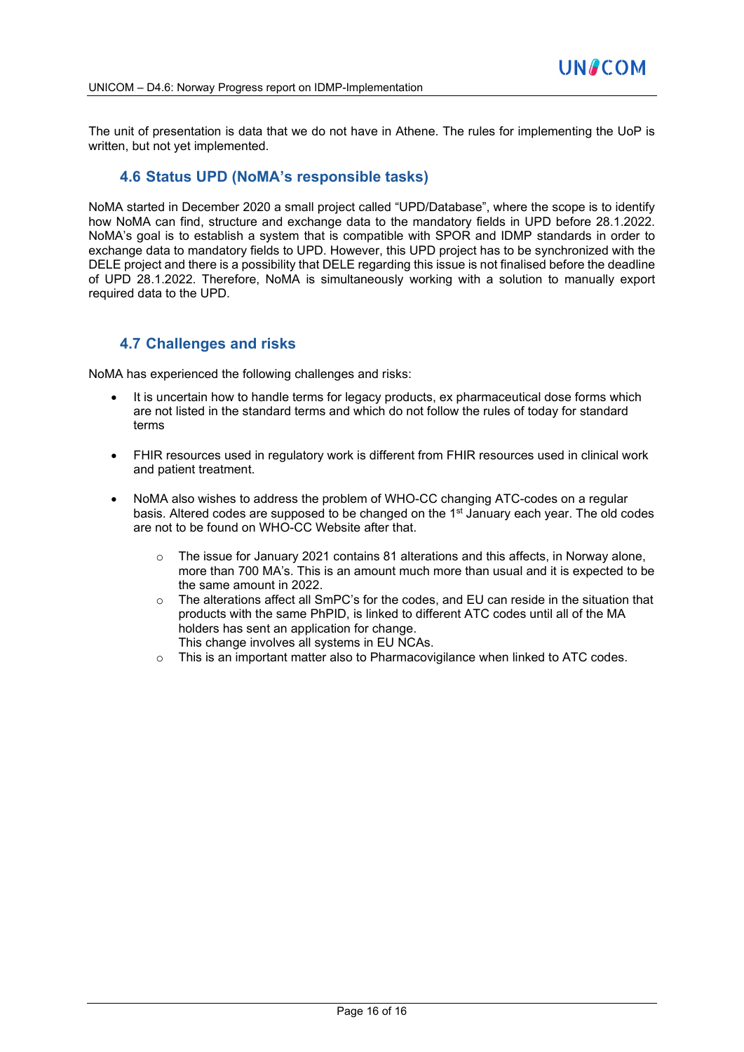The unit of presentation is data that we do not have in Athene. The rules for implementing the UoP is written, but not yet implemented.

## 4.6 Status UPD (NoMA's responsible tasks)

NoMA started in December 2020 a small project called "UPD/Database", where the scope is to identify how NoMA can find, structure and exchange data to the mandatory fields in UPD before 28.1.2022. NoMA's goal is to establish a system that is compatible with SPOR and IDMP standards in order to exchange data to mandatory fields to UPD. However, this UPD project has to be synchronized with the DELE project and there is a possibility that DELE regarding this issue is not finalised before the deadline of UPD 28.1.2022. Therefore, NoMA is simultaneously working with a solution to manually export required data to the UPD.

## 4.7 Challenges and risks

NoMA has experienced the following challenges and risks:

- It is uncertain how to handle terms for legacy products, ex pharmaceutical dose forms which are not listed in the standard terms and which do not follow the rules of today for standard terms
- FHIR resources used in regulatory work is different from FHIR resources used in clinical work and patient treatment.
- NoMA also wishes to address the problem of WHO-CC changing ATC-codes on a regular basis. Altered codes are supposed to be changed on the 1st January each year. The old codes are not to be found on WHO-CC Website after that.
  - The issue for January 2021 contains 81 alterations and this affects, in Norway alone, more than 700 MA's. This is an amount much more than usual and it is expected to be the same amount in 2022.
  - The alterations affect all SmPC's for the codes, and EU can reside in the situation that products with the same PhPID, is linked to different ATC codes until all of the MA holders has sent an application for change.
    This change involves all systems in EU NCAs.
  - This is an important matter also to Pharmacovigilance when linked to ATC codes.